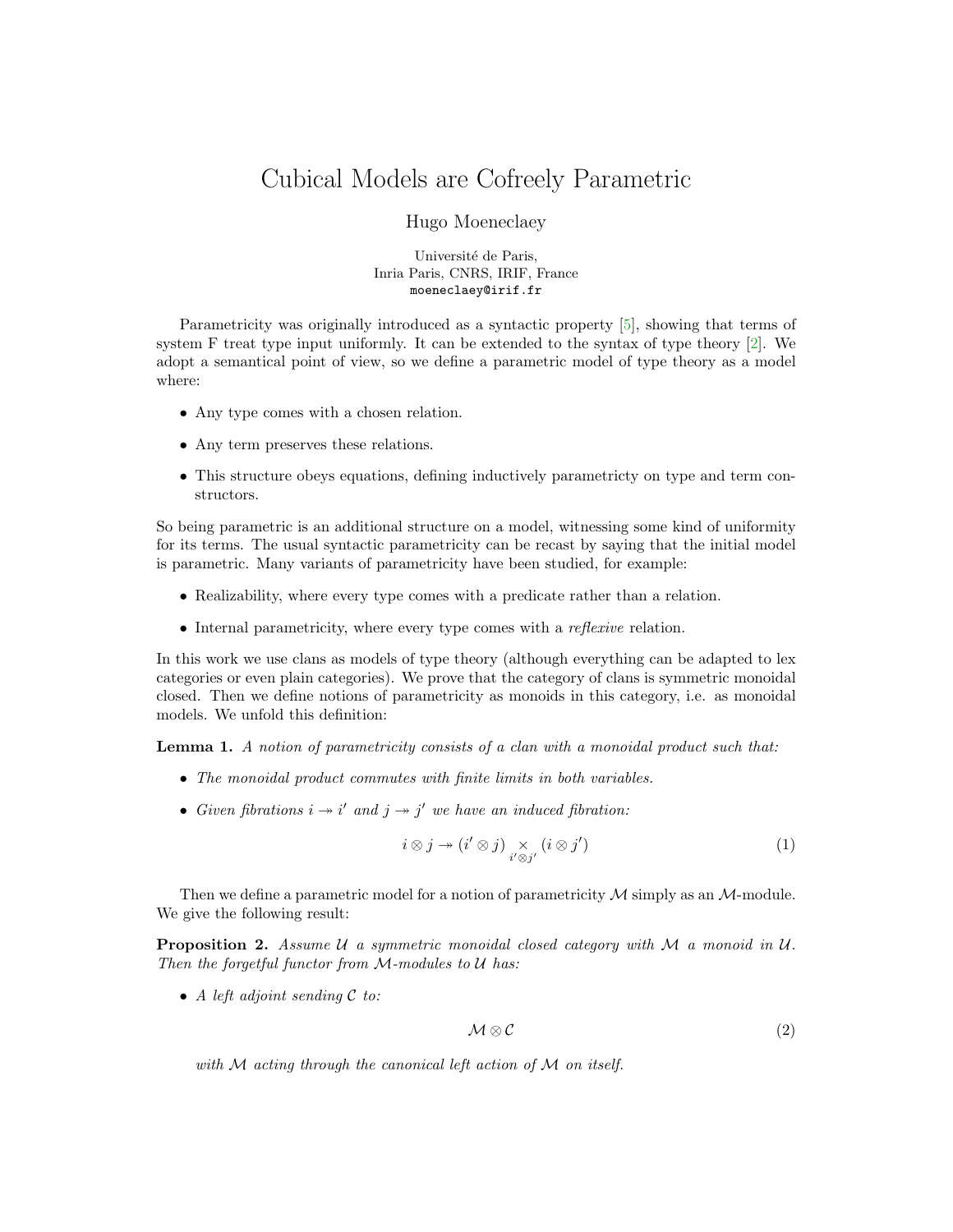# Cubical Models are Cofreely Parametric

Hugo Moeneclaey

Université de Paris,
Inria Paris, CNRS, IRIF, France
moeneclaey@irif.fr

Parametricity was originally introduced as a syntactic property [5], showing that terms of system F treat type input uniformly. It can be extended to the syntax of type theory [2]. We adopt a semantical point of view, so we define a parametric model of type theory as a model where:

- Any type comes with a chosen relation.
- Any term preserves these relations.
- This structure obeys equations, defining inductively parametricty on type and term constructors.

So being parametric is an additional structure on a model, witnessing some kind of uniformity for its terms. The usual syntactic parametricity can be recast by saying that the initial model is parametric. Many variants of parametricity have been studied, for example:

- Realizability, where every type comes with a predicate rather than a relation.
- Internal parametricity, where every type comes with a *reflexive* relation.

In this work we use clans as models of type theory (although everything can be adapted to lex categories or even plain categories). We prove that the category of clans is symmetric monoidal closed. Then we define notions of parametricity as monoids in this category, i.e. as monoidal models. We unfold this definition:

**Lemma 1.** *A notion of parametricity consists of a clan with a monoidal product such that:*

- *The monoidal product commutes with finite limits in both variables.*
- *Given fibrations $i \twoheadrightarrow i'$ and $j \twoheadrightarrow j'$ we have an induced fibration:*

$$i \otimes j \twoheadrightarrow (i' \otimes j) \underset{i' \otimes j'}{\times} (i \otimes j') \tag{1}$$

Then we define a parametric model for a notion of parametricity $\mathcal{M}$ simply as an $\mathcal{M}$-module. We give the following result:

**Proposition 2.** *Assume $\mathcal{U}$ a symmetric monoidal closed category with $\mathcal{M}$ a monoid in $\mathcal{U}$. Then the forgetful functor from $\mathcal{M}$-modules to $\mathcal{U}$ has:*

- *A left adjoint sending $\mathcal{C}$ to:*

$$\mathcal{M} \otimes \mathcal{C} \tag{2}$$

*with $\mathcal{M}$ acting through the canonical left action of $\mathcal{M}$ on itself.*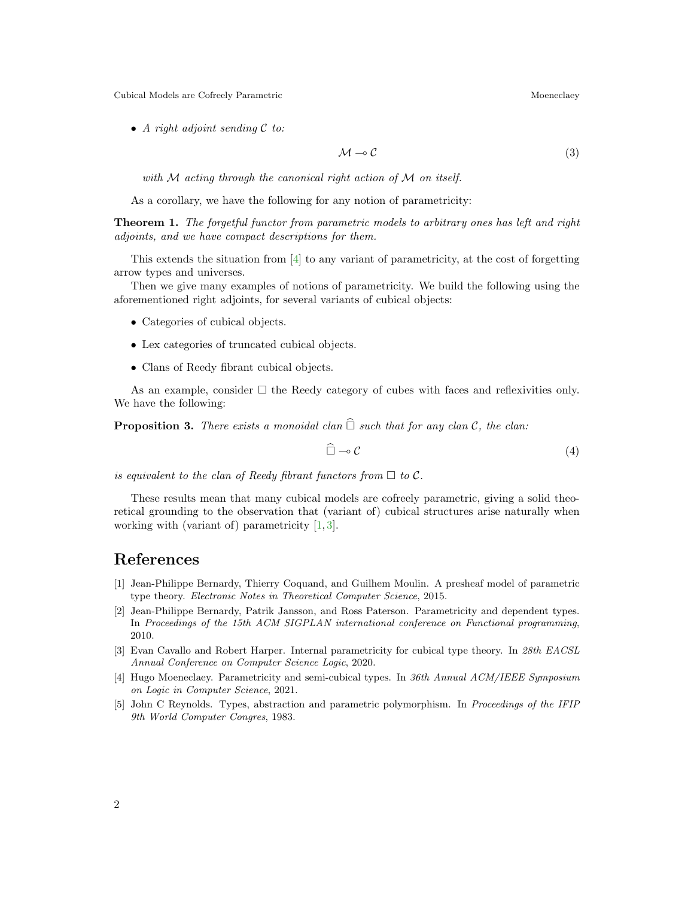- *A right adjoint sending $\mathcal{C}$ to:*

$$\mathcal{M} \multimap \mathcal{C} \tag{3}$$

*with $\mathcal{M}$ acting through the canonical right action of $\mathcal{M}$ on itself.*

As a corollary, we have the following for any notion of parametricity:

**Theorem 1.** *The forgetful functor from parametric models to arbitrary ones has left and right adjoints, and we have compact descriptions for them.*

This extends the situation from [4] to any variant of parametricity, at the cost of forgetting arrow types and universes.

Then we give many examples of notions of parametricity. We build the following using the aforementioned right adjoints, for several variants of cubical objects:

- Categories of cubical objects.
- Lex categories of truncated cubical objects.
- Clans of Reedy fibrant cubical objects.

As an example, consider $\square$ the Reedy category of cubes with faces and reflexivities only. We have the following:

**Proposition 3.** *There exists a monoidal clan $\widehat{\square}$ such that for any clan $\mathcal{C}$, the clan:*

$$\widehat{\square} \multimap \mathcal{C} \tag{4}$$

*is equivalent to the clan of Reedy fibrant functors from $\square$ to $\mathcal{C}$.*

These results mean that many cubical models are cofreely parametric, giving a solid theoretical grounding to the observation that (variant of) cubical structures arise naturally when working with (variant of) parametricity [1,3].

# References

[1] Jean-Philippe Bernardy, Thierry Coquand, and Guilhem Moulin. A presheaf model of parametric type theory. *Electronic Notes in Theoretical Computer Science*, 2015.

[2] Jean-Philippe Bernardy, Patrik Jansson, and Ross Paterson. Parametricity and dependent types. In *Proceedings of the 15th ACM SIGPLAN international conference on Functional programming*, 2010.

[3] Evan Cavallo and Robert Harper. Internal parametricity for cubical type theory. In *28th EACSL Annual Conference on Computer Science Logic*, 2020.

[4] Hugo Moeneclaey. Parametricity and semi-cubical types. In *36th Annual ACM/IEEE Symposium on Logic in Computer Science*, 2021.

[5] John C Reynolds. Types, abstraction and parametric polymorphism. In *Proceedings of the IFIP 9th World Computer Congres*, 1983.